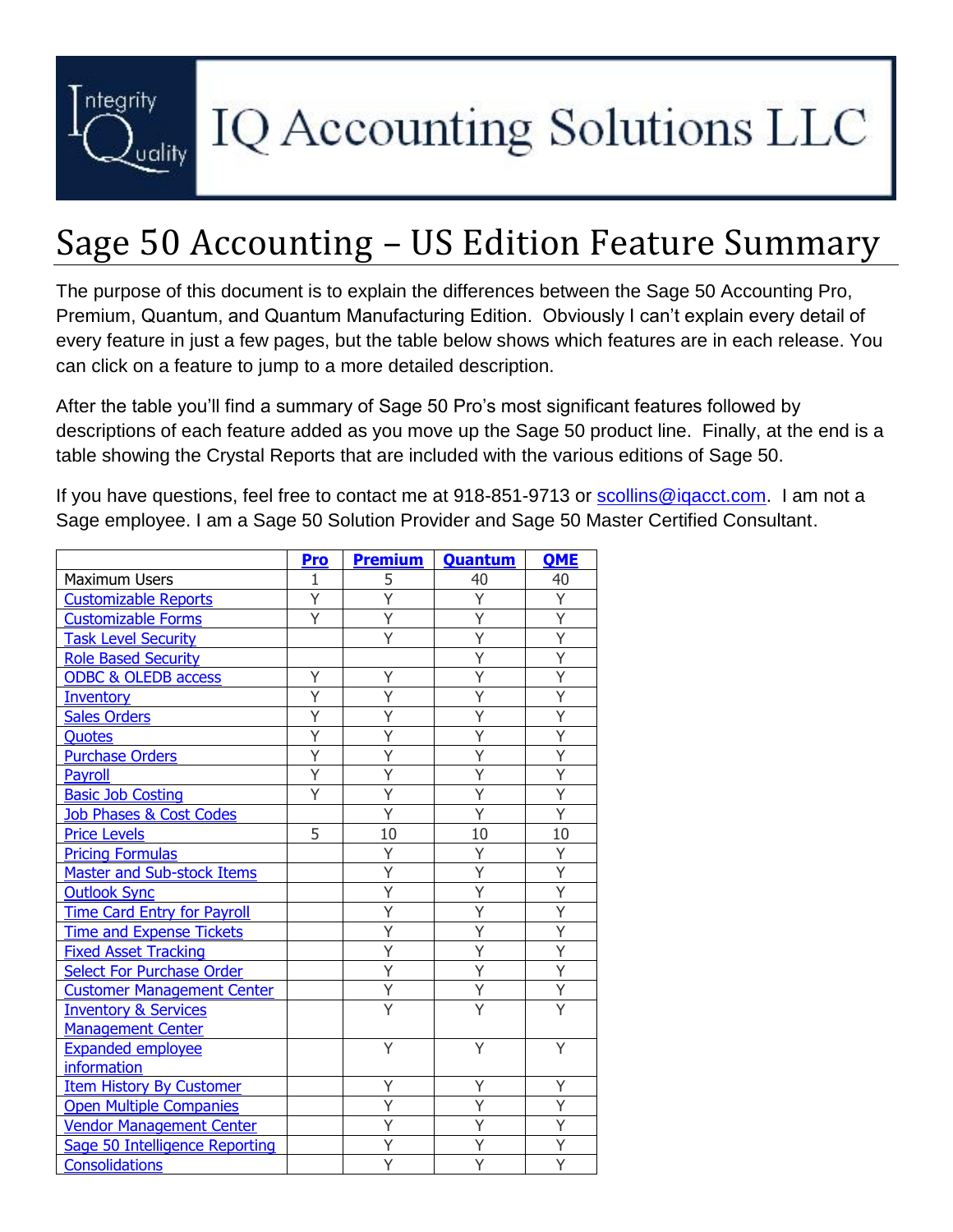# IQ Accounting Solutions LLC

# Sage 50 Accounting – US Edition Feature Summary

The purpose of this document is to explain the differences between the Sage 50 Accounting Pro, Premium, Quantum, and Quantum Manufacturing Edition. Obviously I can't explain every detail of every feature in just a few pages, but the table below shows which features are in each release. You can click on a feature to jump to a more detailed description.

After the table you'll find a summary of Sage 50 Pro's most significant features followed by descriptions of each feature added as you move up the Sage 50 product line. Finally, at the end is a table showing the Crystal Reports that are included with the various editions of Sage 50.

If you have questions, feel free to contact me at 918-851-9713 or scollins@iqacct.com. I am not a Sage employee. I am a Sage 50 Solution Provider and Sage 50 Master Certified Consultant.

| | Pro | Premium | Quantum | QME |
|---|---|---|---|---|
| Maximum Users | 1 | 5 | 40 | 40 |
| Customizable Reports | Y | Y | Y | Y |
| Customizable Forms | Y | Y | Y | Y |
| Task Level Security | | Y | Y | Y |
| Role Based Security | | | Y | Y |
| ODBC & OLEDB access | Y | Y | Y | Y |
| Inventory | Y | Y | Y | Y |
| Sales Orders | Y | Y | Y | Y |
| Quotes | Y | Y | Y | Y |
| Purchase Orders | Y | Y | Y | Y |
| Payroll | Y | Y | Y | Y |
| Basic Job Costing | Y | Y | Y | Y |
| Job Phases & Cost Codes | | Y | Y | Y |
| Price Levels | 5 | 10 | 10 | 10 |
| Pricing Formulas | | Y | Y | Y |
| Master and Sub-stock Items | | Y | Y | Y |
| Outlook Sync | | Y | Y | Y |
| Time Card Entry for Payroll | | Y | Y | Y |
| Time and Expense Tickets | | Y | Y | Y |
| Fixed Asset Tracking | | Y | Y | Y |
| Select For Purchase Order | | Y | Y | Y |
| Customer Management Center | | Y | Y | Y |
| Inventory & Services Management Center | | Y | Y | Y |
| Expanded employee information | | Y | Y | Y |
| Item History By Customer | | Y | Y | Y |
| Open Multiple Companies | | Y | Y | Y |
| Vendor Management Center | | Y | Y | Y |
| Sage 50 Intelligence Reporting | | Y | Y | Y |
| Consolidations | | Y | Y | Y |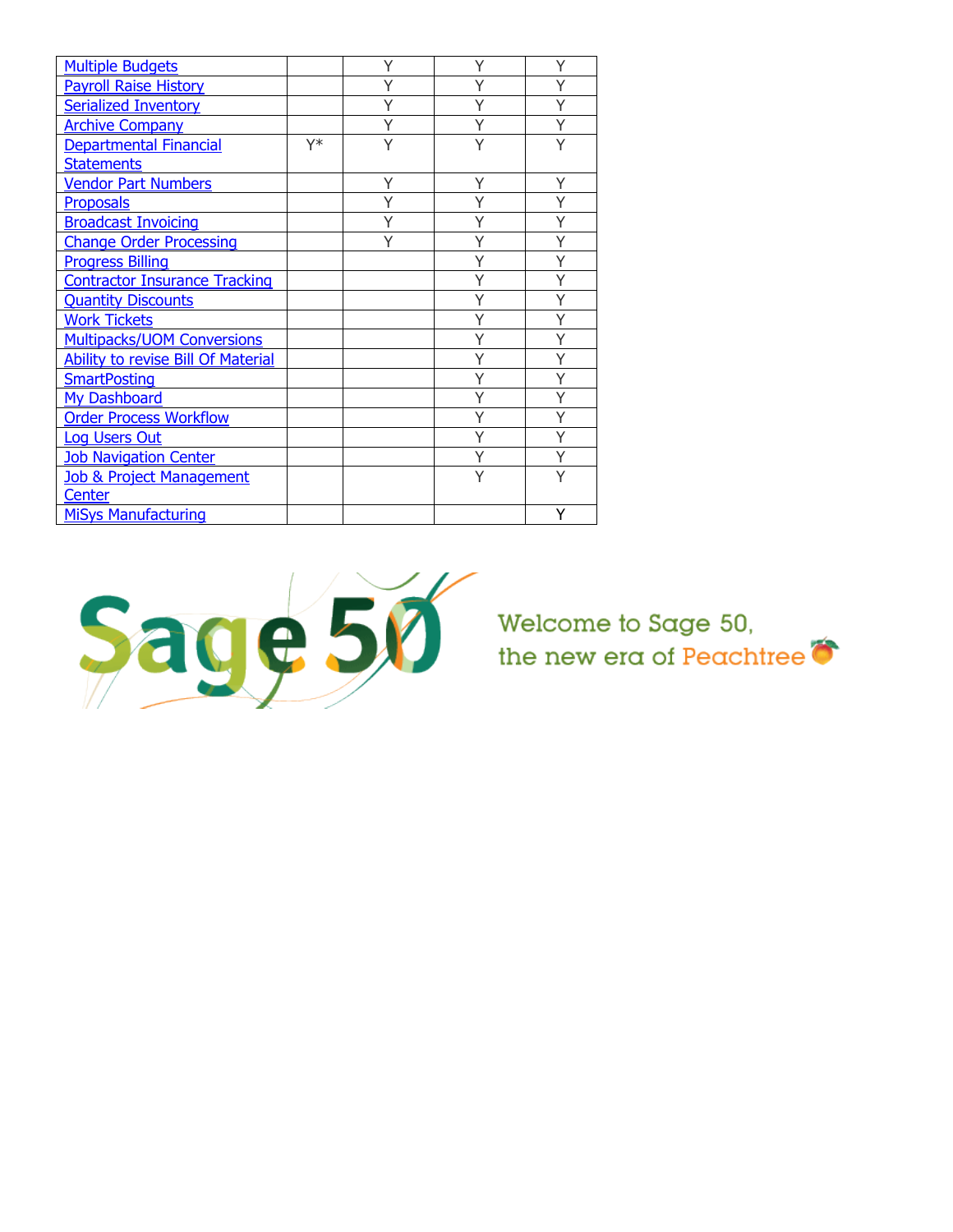| | | | | |
|---|---|---|---|---|
| Multiple Budgets | | Y | Y | Y |
| Payroll Raise History | | Y | Y | Y |
| Serialized Inventory | | Y | Y | Y |
| Archive Company | | Y | Y | Y |
| Departmental Financial Statements | Y* | Y | Y | Y |
| Vendor Part Numbers | | Y | Y | Y |
| Proposals | | Y | Y | Y |
| Broadcast Invoicing | | Y | Y | Y |
| Change Order Processing | | Y | Y | Y |
| Progress Billing | | | Y | Y |
| Contractor Insurance Tracking | | | Y | Y |
| Quantity Discounts | | | Y | Y |
| Work Tickets | | | Y | Y |
| Multipacks/UOM Conversions | | | Y | Y |
| Ability to revise Bill Of Material | | | Y | Y |
| SmartPosting | | | Y | Y |
| My Dashboard | | | Y | Y |
| Order Process Workflow | | | Y | Y |
| Log Users Out | | | Y | Y |
| Job Navigation Center | | | Y | Y |
| Job & Project Management Center | | | Y | Y |
| MiSys Manufacturing | | | | Y |

Sage 50

Welcome to Sage 50, the new era of Peachtree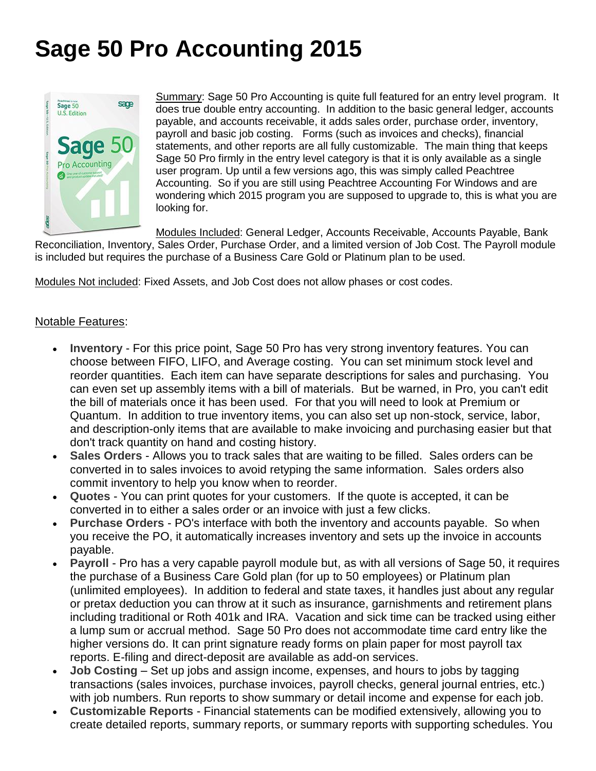# Sage 50 Pro Accounting 2015

Summary: Sage 50 Pro Accounting is quite full featured for an entry level program. It does true double entry accounting. In addition to the basic general ledger, accounts payable, and accounts receivable, it adds sales order, purchase order, inventory, payroll and basic job costing. Forms (such as invoices and checks), financial statements, and other reports are all fully customizable. The main thing that keeps Sage 50 Pro firmly in the entry level category is that it is only available as a single user program. Up until a few versions ago, this was simply called Peachtree Accounting. So if you are still using Peachtree Accounting For Windows and are wondering which 2015 program you are supposed to upgrade to, this is what you are looking for.

Modules Included: General Ledger, Accounts Receivable, Accounts Payable, Bank Reconciliation, Inventory, Sales Order, Purchase Order, and a limited version of Job Cost. The Payroll module is included but requires the purchase of a Business Care Gold or Platinum plan to be used.

Modules Not included: Fixed Assets, and Job Cost does not allow phases or cost codes.

Notable Features:

- **Inventory** - For this price point, Sage 50 Pro has very strong inventory features. You can choose between FIFO, LIFO, and Average costing. You can set minimum stock level and reorder quantities. Each item can have separate descriptions for sales and purchasing. You can even set up assembly items with a bill of materials. But be warned, in Pro, you can't edit the bill of materials once it has been used. For that you will need to look at Premium or Quantum. In addition to true inventory items, you can also set up non-stock, service, labor, and description-only items that are available to make invoicing and purchasing easier but that don't track quantity on hand and costing history.
- **Sales Orders** - Allows you to track sales that are waiting to be filled. Sales orders can be converted in to sales invoices to avoid retyping the same information. Sales orders also commit inventory to help you know when to reorder.
- **Quotes** - You can print quotes for your customers. If the quote is accepted, it can be converted in to either a sales order or an invoice with just a few clicks.
- **Purchase Orders** - PO's interface with both the inventory and accounts payable. So when you receive the PO, it automatically increases inventory and sets up the invoice in accounts payable.
- **Payroll** - Pro has a very capable payroll module but, as with all versions of Sage 50, it requires the purchase of a Business Care Gold plan (for up to 50 employees) or Platinum plan (unlimited employees). In addition to federal and state taxes, it handles just about any regular or pretax deduction you can throw at it such as insurance, garnishments and retirement plans including traditional or Roth 401k and IRA. Vacation and sick time can be tracked using either a lump sum or accrual method. Sage 50 Pro does not accommodate time card entry like the higher versions do. It can print signature ready forms on plain paper for most payroll tax reports. E-filing and direct-deposit are available as add-on services.
- **Job Costing** – Set up jobs and assign income, expenses, and hours to jobs by tagging transactions (sales invoices, purchase invoices, payroll checks, general journal entries, etc.) with job numbers. Run reports to show summary or detail income and expense for each job.
- **Customizable Reports** - Financial statements can be modified extensively, allowing you to create detailed reports, summary reports, or summary reports with supporting schedules. You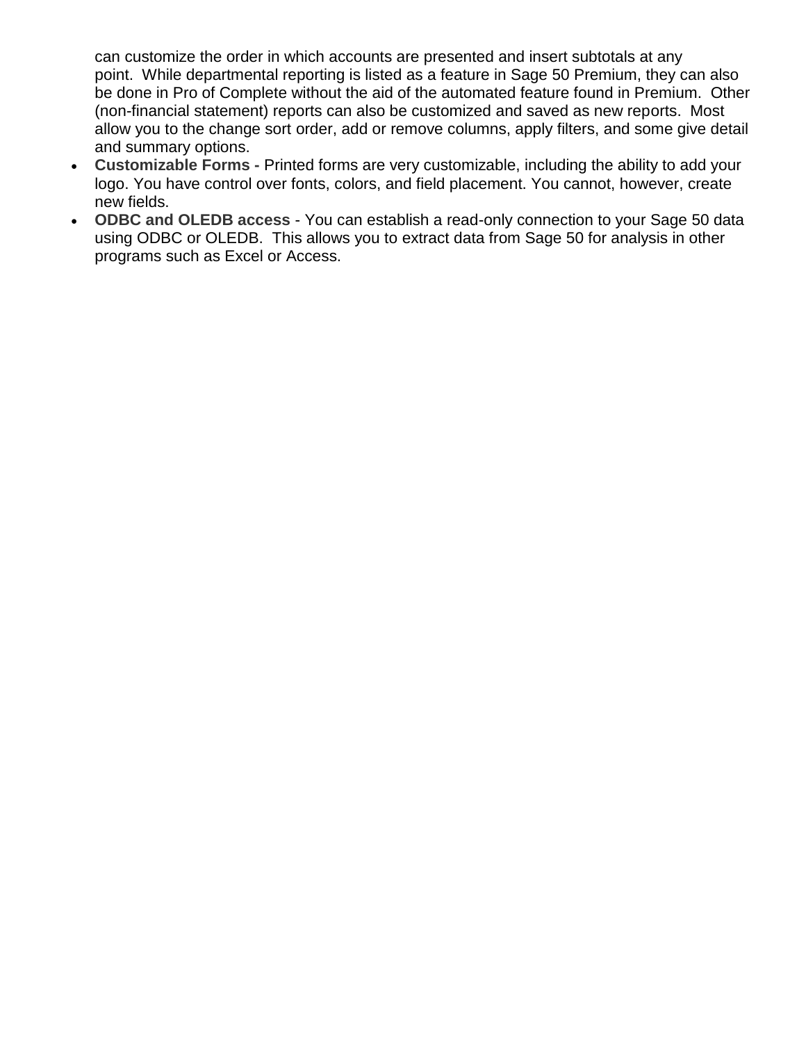can customize the order in which accounts are presented and insert subtotals at any point.  While departmental reporting is listed as a feature in Sage 50 Premium, they can also be done in Pro of Complete without the aid of the automated feature found in Premium.  Other (non-financial statement) reports can also be customized and saved as new reports.  Most allow you to the change sort order, add or remove columns, apply filters, and some give detail and summary options.

- **Customizable Forms -** Printed forms are very customizable, including the ability to add your logo. You have control over fonts, colors, and field placement. You cannot, however, create new fields.
- **ODBC and OLEDB access** - You can establish a read-only connection to your Sage 50 data using ODBC or OLEDB.  This allows you to extract data from Sage 50 for analysis in other programs such as Excel or Access.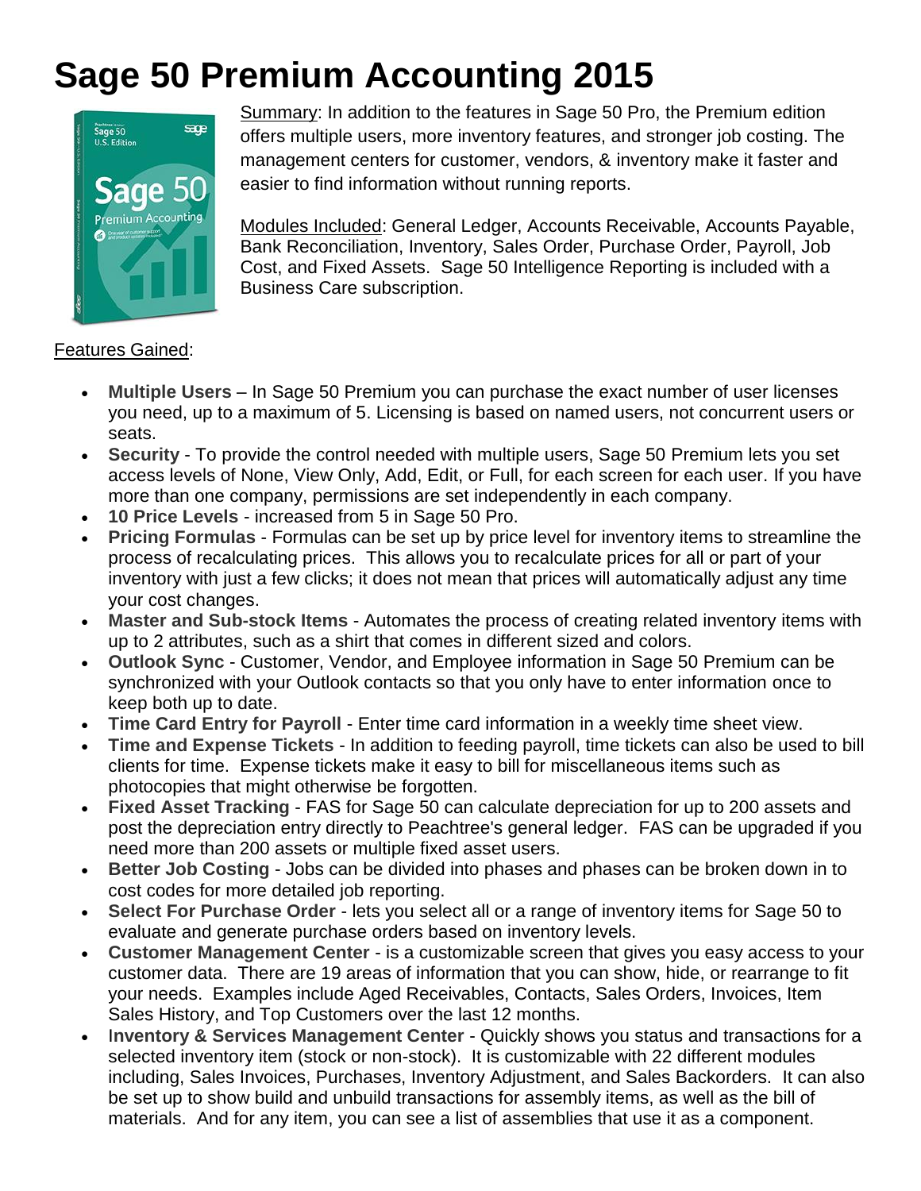# Sage 50 Premium Accounting 2015

Summary: In addition to the features in Sage 50 Pro, the Premium edition offers multiple users, more inventory features, and stronger job costing. The management centers for customer, vendors, & inventory make it faster and easier to find information without running reports.

Modules Included: General Ledger, Accounts Receivable, Accounts Payable, Bank Reconciliation, Inventory, Sales Order, Purchase Order, Payroll, Job Cost, and Fixed Assets. Sage 50 Intelligence Reporting is included with a Business Care subscription.

Features Gained:

- **Multiple Users** – In Sage 50 Premium you can purchase the exact number of user licenses you need, up to a maximum of 5. Licensing is based on named users, not concurrent users or seats.
- **Security** - To provide the control needed with multiple users, Sage 50 Premium lets you set access levels of None, View Only, Add, Edit, or Full, for each screen for each user. If you have more than one company, permissions are set independently in each company.
- **10 Price Levels** - increased from 5 in Sage 50 Pro.
- **Pricing Formulas** - Formulas can be set up by price level for inventory items to streamline the process of recalculating prices. This allows you to recalculate prices for all or part of your inventory with just a few clicks; it does not mean that prices will automatically adjust any time your cost changes.
- **Master and Sub-stock Items** - Automates the process of creating related inventory items with up to 2 attributes, such as a shirt that comes in different sized and colors.
- **Outlook Sync** - Customer, Vendor, and Employee information in Sage 50 Premium can be synchronized with your Outlook contacts so that you only have to enter information once to keep both up to date.
- **Time Card Entry for Payroll** - Enter time card information in a weekly time sheet view.
- **Time and Expense Tickets** - In addition to feeding payroll, time tickets can also be used to bill clients for time. Expense tickets make it easy to bill for miscellaneous items such as photocopies that might otherwise be forgotten.
- **Fixed Asset Tracking** - FAS for Sage 50 can calculate depreciation for up to 200 assets and post the depreciation entry directly to Peachtree's general ledger. FAS can be upgraded if you need more than 200 assets or multiple fixed asset users.
- **Better Job Costing** - Jobs can be divided into phases and phases can be broken down in to cost codes for more detailed job reporting.
- **Select For Purchase Order** - lets you select all or a range of inventory items for Sage 50 to evaluate and generate purchase orders based on inventory levels.
- **Customer Management Center** - is a customizable screen that gives you easy access to your customer data. There are 19 areas of information that you can show, hide, or rearrange to fit your needs. Examples include Aged Receivables, Contacts, Sales Orders, Invoices, Item Sales History, and Top Customers over the last 12 months.
- **Inventory & Services Management Center** - Quickly shows you status and transactions for a selected inventory item (stock or non-stock). It is customizable with 22 different modules including, Sales Invoices, Purchases, Inventory Adjustment, and Sales Backorders. It can also be set up to show build and unbuild transactions for assembly items, as well as the bill of materials. And for any item, you can see a list of assemblies that use it as a component.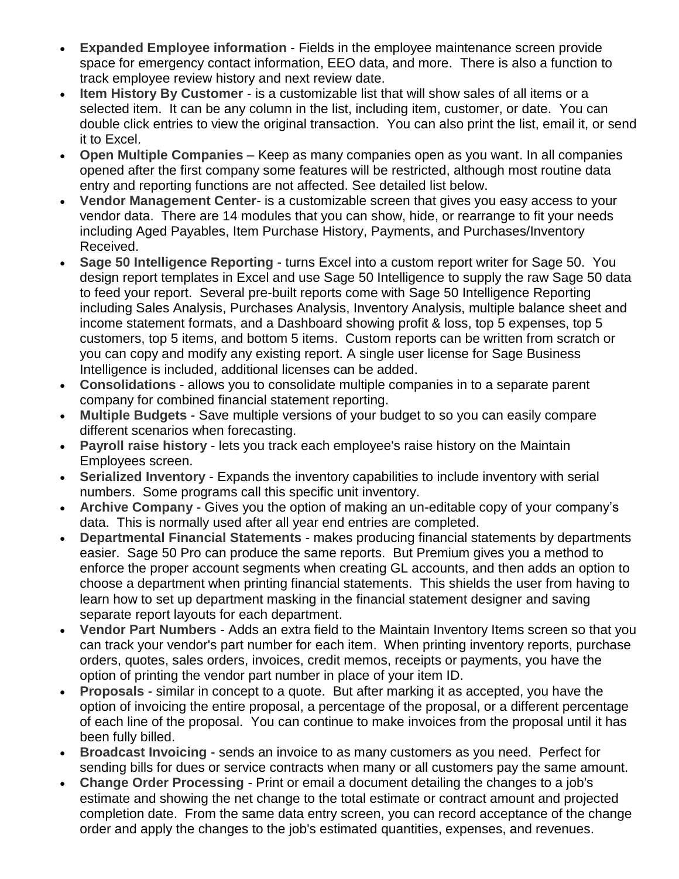- **Expanded Employee information** - Fields in the employee maintenance screen provide space for emergency contact information, EEO data, and more. There is also a function to track employee review history and next review date.
- **Item History By Customer** - is a customizable list that will show sales of all items or a selected item. It can be any column in the list, including item, customer, or date. You can double click entries to view the original transaction. You can also print the list, email it, or send it to Excel.
- **Open Multiple Companies** – Keep as many companies open as you want. In all companies opened after the first company some features will be restricted, although most routine data entry and reporting functions are not affected. See detailed list below.
- **Vendor Management Center**- is a customizable screen that gives you easy access to your vendor data. There are 14 modules that you can show, hide, or rearrange to fit your needs including Aged Payables, Item Purchase History, Payments, and Purchases/Inventory Received.
- **Sage 50 Intelligence Reporting** - turns Excel into a custom report writer for Sage 50. You design report templates in Excel and use Sage 50 Intelligence to supply the raw Sage 50 data to feed your report. Several pre-built reports come with Sage 50 Intelligence Reporting including Sales Analysis, Purchases Analysis, Inventory Analysis, multiple balance sheet and income statement formats, and a Dashboard showing profit & loss, top 5 expenses, top 5 customers, top 5 items, and bottom 5 items. Custom reports can be written from scratch or you can copy and modify any existing report. A single user license for Sage Business Intelligence is included, additional licenses can be added.
- **Consolidations** - allows you to consolidate multiple companies in to a separate parent company for combined financial statement reporting.
- **Multiple Budgets** - Save multiple versions of your budget to so you can easily compare different scenarios when forecasting.
- **Payroll raise history** - lets you track each employee's raise history on the Maintain Employees screen.
- **Serialized Inventory** - Expands the inventory capabilities to include inventory with serial numbers. Some programs call this specific unit inventory.
- **Archive Company** - Gives you the option of making an un-editable copy of your company's data. This is normally used after all year end entries are completed.
- **Departmental Financial Statements** - makes producing financial statements by departments easier. Sage 50 Pro can produce the same reports. But Premium gives you a method to enforce the proper account segments when creating GL accounts, and then adds an option to choose a department when printing financial statements. This shields the user from having to learn how to set up department masking in the financial statement designer and saving separate report layouts for each department.
- **Vendor Part Numbers** - Adds an extra field to the Maintain Inventory Items screen so that you can track your vendor's part number for each item. When printing inventory reports, purchase orders, quotes, sales orders, invoices, credit memos, receipts or payments, you have the option of printing the vendor part number in place of your item ID.
- **Proposals** - similar in concept to a quote. But after marking it as accepted, you have the option of invoicing the entire proposal, a percentage of the proposal, or a different percentage of each line of the proposal. You can continue to make invoices from the proposal until it has been fully billed.
- **Broadcast Invoicing** - sends an invoice to as many customers as you need. Perfect for sending bills for dues or service contracts when many or all customers pay the same amount.
- **Change Order Processing** - Print or email a document detailing the changes to a job's estimate and showing the net change to the total estimate or contract amount and projected completion date. From the same data entry screen, you can record acceptance of the change order and apply the changes to the job's estimated quantities, expenses, and revenues.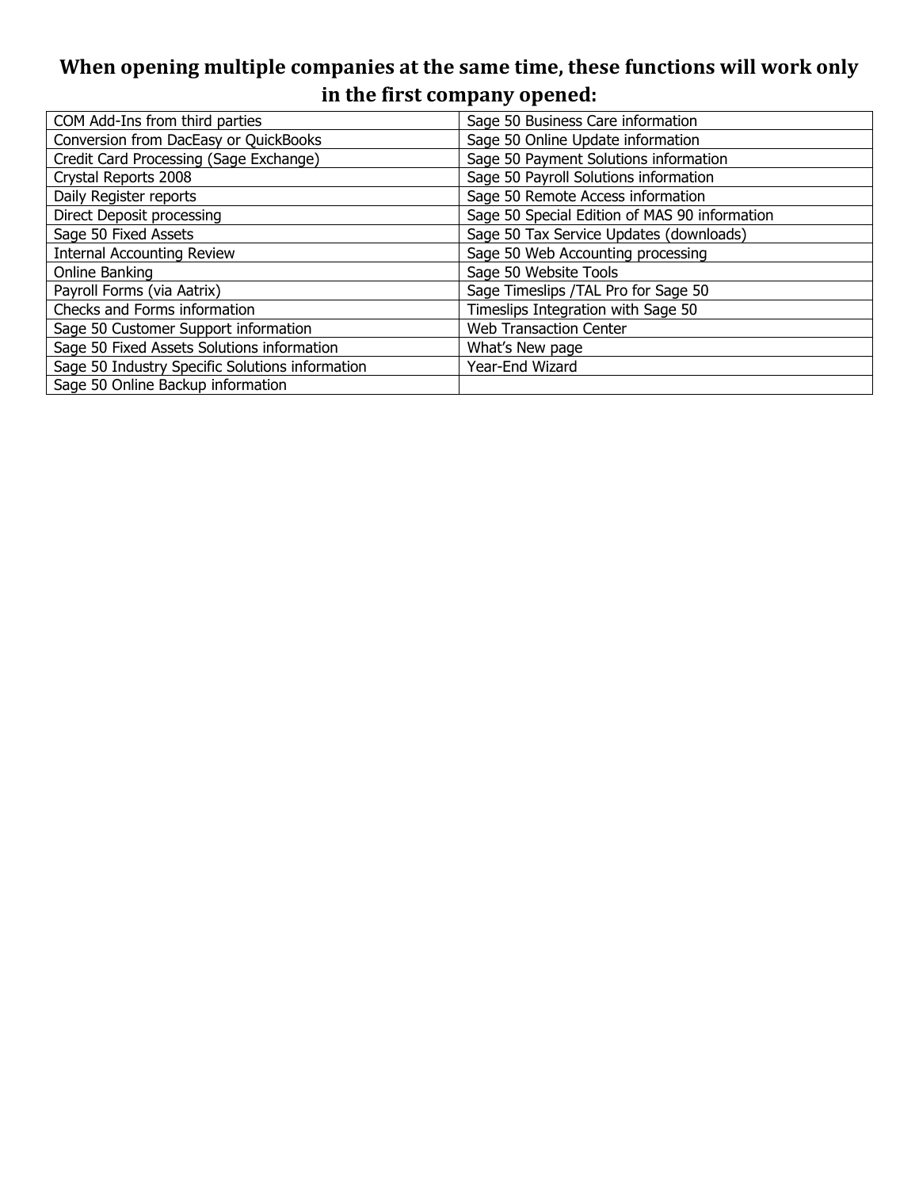**When opening multiple companies at the same time, these functions will work only in the first company opened:**

| | |
|---|---|
| COM Add-Ins from third parties | Sage 50 Business Care information |
| Conversion from DacEasy or QuickBooks | Sage 50 Online Update information |
| Credit Card Processing (Sage Exchange) | Sage 50 Payment Solutions information |
| Crystal Reports 2008 | Sage 50 Payroll Solutions information |
| Daily Register reports | Sage 50 Remote Access information |
| Direct Deposit processing | Sage 50 Special Edition of MAS 90 information |
| Sage 50 Fixed Assets | Sage 50 Tax Service Updates (downloads) |
| Internal Accounting Review | Sage 50 Web Accounting processing |
| Online Banking | Sage 50 Website Tools |
| Payroll Forms (via Aatrix) | Sage Timeslips /TAL Pro for Sage 50 |
| Checks and Forms information | Timeslips Integration with Sage 50 |
| Sage 50 Customer Support information | Web Transaction Center |
| Sage 50 Fixed Assets Solutions information | What's New page |
| Sage 50 Industry Specific Solutions information | Year-End Wizard |
| Sage 50 Online Backup information | |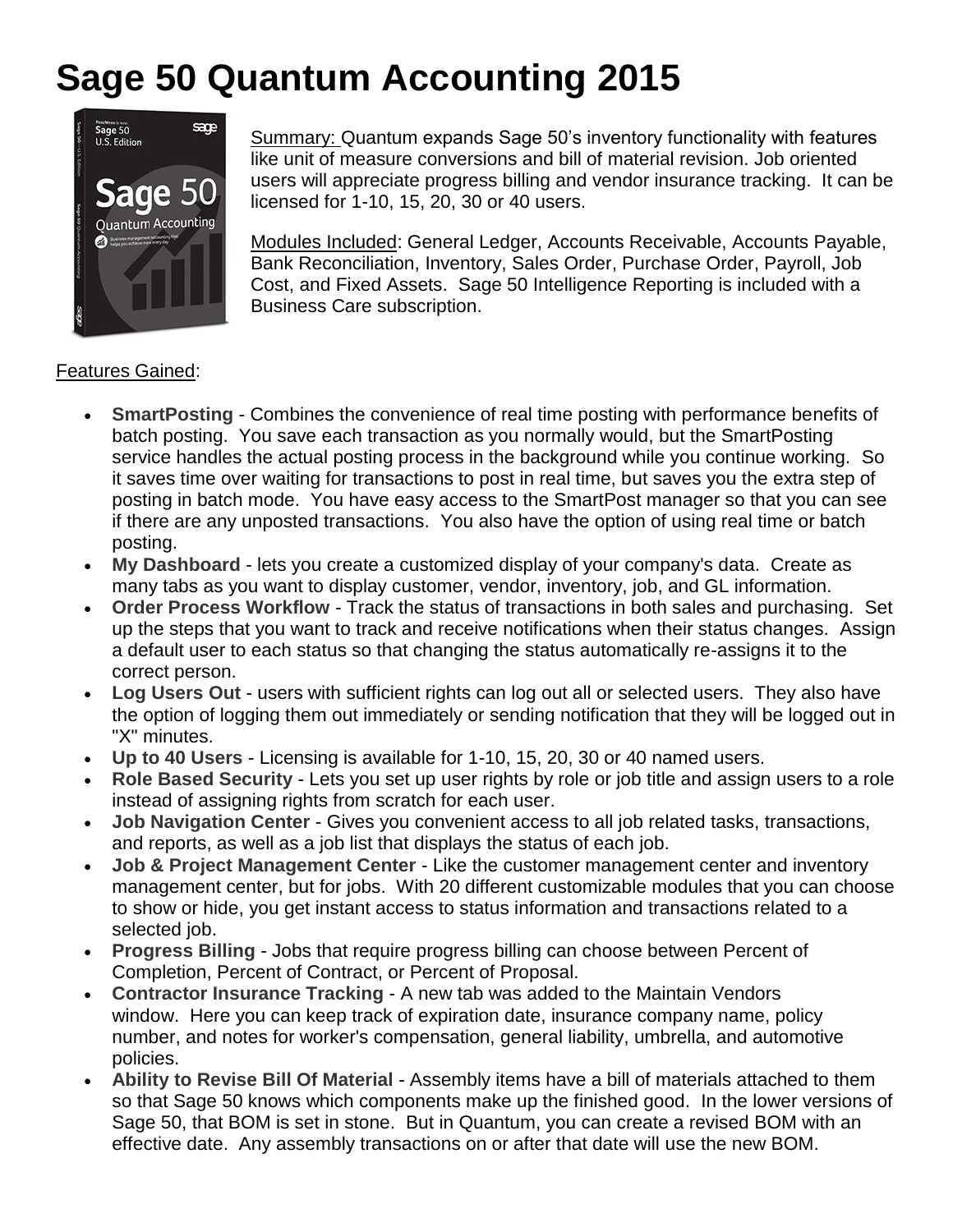# Sage 50 Quantum Accounting 2015

Summary: Quantum expands Sage 50's inventory functionality with features like unit of measure conversions and bill of material revision. Job oriented users will appreciate progress billing and vendor insurance tracking. It can be licensed for 1-10, 15, 20, 30 or 40 users.

Modules Included: General Ledger, Accounts Receivable, Accounts Payable, Bank Reconciliation, Inventory, Sales Order, Purchase Order, Payroll, Job Cost, and Fixed Assets. Sage 50 Intelligence Reporting is included with a Business Care subscription.

Features Gained:

- **SmartPosting** - Combines the convenience of real time posting with performance benefits of batch posting. You save each transaction as you normally would, but the SmartPosting service handles the actual posting process in the background while you continue working. So it saves time over waiting for transactions to post in real time, but saves you the extra step of posting in batch mode. You have easy access to the SmartPost manager so that you can see if there are any unposted transactions. You also have the option of using real time or batch posting.
- **My Dashboard** - lets you create a customized display of your company's data. Create as many tabs as you want to display customer, vendor, inventory, job, and GL information.
- **Order Process Workflow** - Track the status of transactions in both sales and purchasing. Set up the steps that you want to track and receive notifications when their status changes. Assign a default user to each status so that changing the status automatically re-assigns it to the correct person.
- **Log Users Out** - users with sufficient rights can log out all or selected users. They also have the option of logging them out immediately or sending notification that they will be logged out in "X" minutes.
- **Up to 40 Users** - Licensing is available for 1-10, 15, 20, 30 or 40 named users.
- **Role Based Security** - Lets you set up user rights by role or job title and assign users to a role instead of assigning rights from scratch for each user.
- **Job Navigation Center** - Gives you convenient access to all job related tasks, transactions, and reports, as well as a job list that displays the status of each job.
- **Job & Project Management Center** - Like the customer management center and inventory management center, but for jobs. With 20 different customizable modules that you can choose to show or hide, you get instant access to status information and transactions related to a selected job.
- **Progress Billing** - Jobs that require progress billing can choose between Percent of Completion, Percent of Contract, or Percent of Proposal.
- **Contractor Insurance Tracking** - A new tab was added to the Maintain Vendors window. Here you can keep track of expiration date, insurance company name, policy number, and notes for worker's compensation, general liability, umbrella, and automotive policies.
- **Ability to Revise Bill Of Material** - Assembly items have a bill of materials attached to them so that Sage 50 knows which components make up the finished good. In the lower versions of Sage 50, that BOM is set in stone. But in Quantum, you can create a revised BOM with an effective date. Any assembly transactions on or after that date will use the new BOM.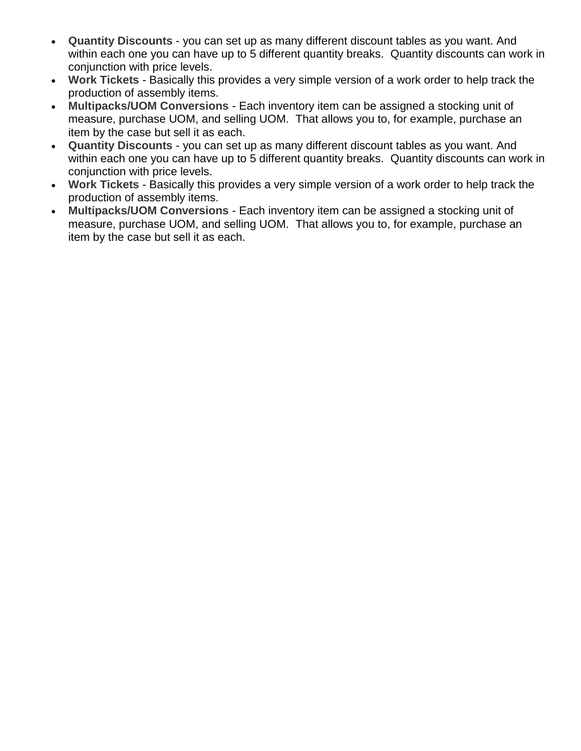- **Quantity Discounts** - you can set up as many different discount tables as you want. And within each one you can have up to 5 different quantity breaks.  Quantity discounts can work in conjunction with price levels.
- **Work Tickets** - Basically this provides a very simple version of a work order to help track the production of assembly items.
- **Multipacks/UOM Conversions** - Each inventory item can be assigned a stocking unit of measure, purchase UOM, and selling UOM.  That allows you to, for example, purchase an item by the case but sell it as each.
- **Quantity Discounts** - you can set up as many different discount tables as you want. And within each one you can have up to 5 different quantity breaks.  Quantity discounts can work in conjunction with price levels.
- **Work Tickets** - Basically this provides a very simple version of a work order to help track the production of assembly items.
- **Multipacks/UOM Conversions** - Each inventory item can be assigned a stocking unit of measure, purchase UOM, and selling UOM.  That allows you to, for example, purchase an item by the case but sell it as each.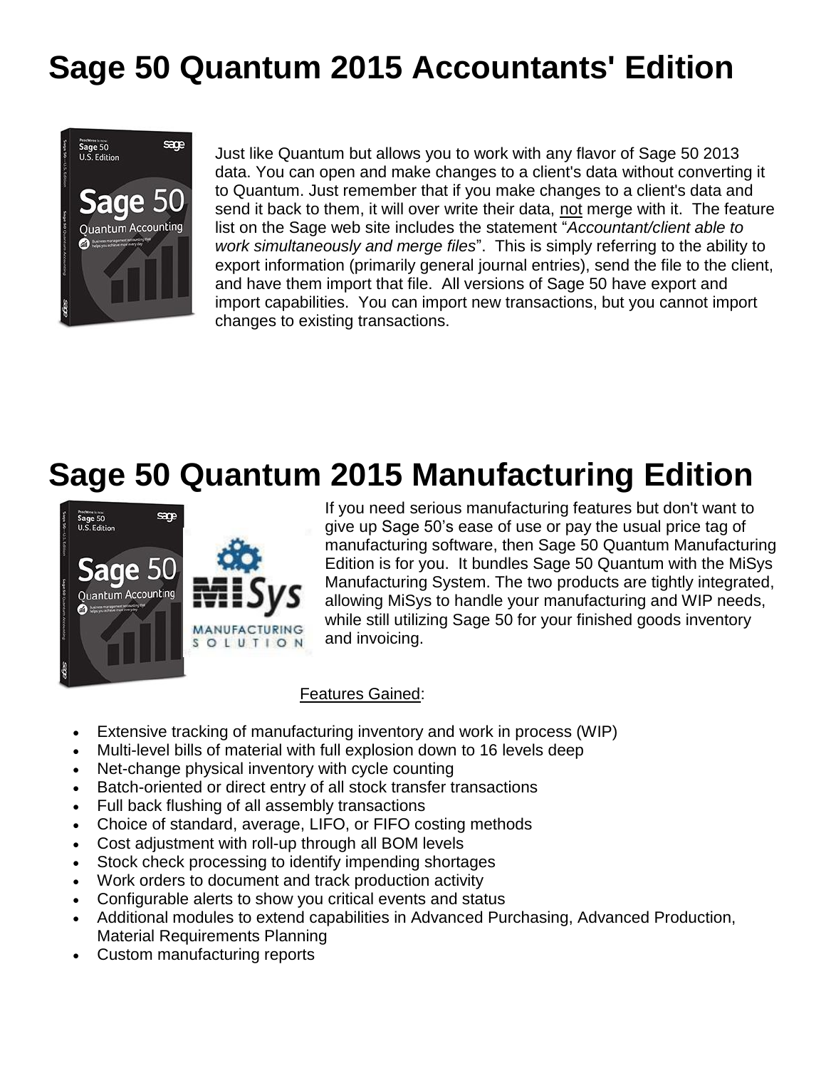# Sage 50 Quantum 2015 Accountants' Edition

Just like Quantum but allows you to work with any flavor of Sage 50 2013 data. You can open and make changes to a client's data without converting it to Quantum. Just remember that if you make changes to a client's data and send it back to them, it will over write their data, not merge with it. The feature list on the Sage web site includes the statement "*Accountant/client able to work simultaneously and merge files*". This is simply referring to the ability to export information (primarily general journal entries), send the file to the client, and have them import that file. All versions of Sage 50 have export and import capabilities. You can import new transactions, but you cannot import changes to existing transactions.

# Sage 50 Quantum 2015 Manufacturing Edition

If you need serious manufacturing features but don't want to give up Sage 50's ease of use or pay the usual price tag of manufacturing software, then Sage 50 Quantum Manufacturing Edition is for you. It bundles Sage 50 Quantum with the MiSys Manufacturing System. The two products are tightly integrated, allowing MiSys to handle your manufacturing and WIP needs, while still utilizing Sage 50 for your finished goods inventory and invoicing.

Features Gained:

- Extensive tracking of manufacturing inventory and work in process (WIP)
- Multi-level bills of material with full explosion down to 16 levels deep
- Net-change physical inventory with cycle counting
- Batch-oriented or direct entry of all stock transfer transactions
- Full back flushing of all assembly transactions
- Choice of standard, average, LIFO, or FIFO costing methods
- Cost adjustment with roll-up through all BOM levels
- Stock check processing to identify impending shortages
- Work orders to document and track production activity
- Configurable alerts to show you critical events and status
- Additional modules to extend capabilities in Advanced Purchasing, Advanced Production, Material Requirements Planning
- Custom manufacturing reports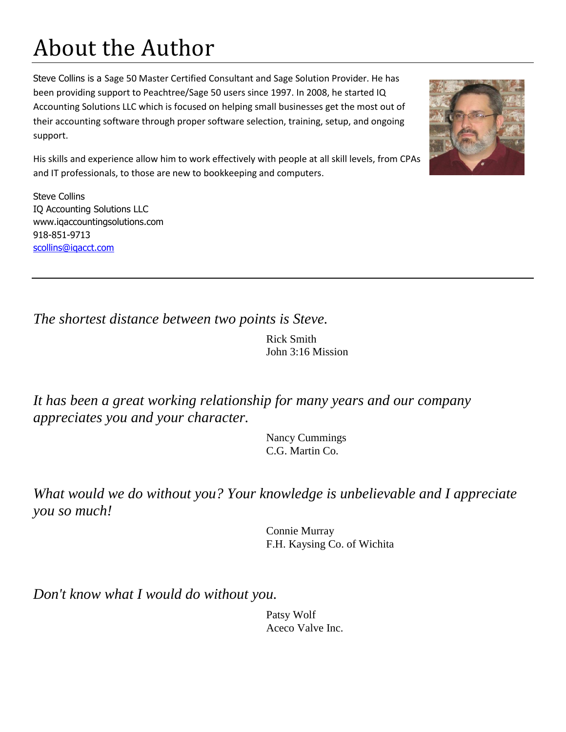# About the Author

Steve Collins is a Sage 50 Master Certified Consultant and Sage Solution Provider. He has been providing support to Peachtree/Sage 50 users since 1997. In 2008, he started IQ Accounting Solutions LLC which is focused on helping small businesses get the most out of their accounting software through proper software selection, training, setup, and ongoing support.

His skills and experience allow him to work effectively with people at all skill levels, from CPAs and IT professionals, to those are new to bookkeeping and computers.

Steve Collins  
IQ Accounting Solutions LLC  
www.iqaccountingsolutions.com  
918-851-9713  
scollins@iqacct.com

---

*The shortest distance between two points is Steve.*

Rick Smith  
John 3:16 Mission

*It has been a great working relationship for many years and our company appreciates you and your character.*

Nancy Cummings  
C.G. Martin Co.

*What would we do without you? Your knowledge is unbelievable and I appreciate you so much!*

Connie Murray  
F.H. Kaysing Co. of Wichita

*Don't know what I would do without you.*

Patsy Wolf  
Aceco Valve Inc.